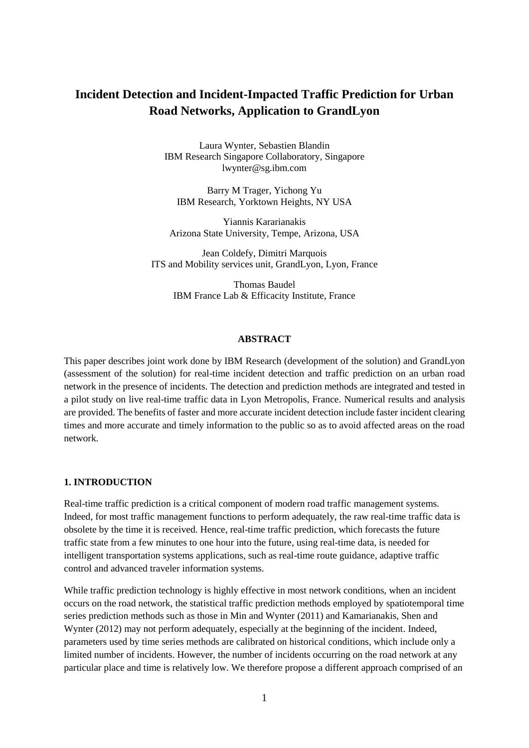# Incident Detection and Incident-Impacted Traffic Prediction for Urban Road Networks, Application to GrandLyon

Laura Wynter, Sebastien Blandin
IBM Research Singapore Collaboratory, Singapore
lwynter@sg.ibm.com

Barry M Trager, Yichong Yu
IBM Research, Yorktown Heights, NY USA

Yiannis Kararianakis
Arizona State University, Tempe, Arizona, USA

Jean Coldefy, Dimitri Marquois
ITS and Mobility services unit, GrandLyon, Lyon, France

Thomas Baudel
IBM France Lab & Efficacity Institute, France

## ABSTRACT

This paper describes joint work done by IBM Research (development of the solution) and GrandLyon (assessment of the solution) for real-time incident detection and traffic prediction on an urban road network in the presence of incidents. The detection and prediction methods are integrated and tested in a pilot study on live real-time traffic data in Lyon Metropolis, France. Numerical results and analysis are provided. The benefits of faster and more accurate incident detection include faster incident clearing times and more accurate and timely information to the public so as to avoid affected areas on the road network.

## 1. INTRODUCTION

Real-time traffic prediction is a critical component of modern road traffic management systems. Indeed, for most traffic management functions to perform adequately, the raw real-time traffic data is obsolete by the time it is received. Hence, real-time traffic prediction, which forecasts the future traffic state from a few minutes to one hour into the future, using real-time data, is needed for intelligent transportation systems applications, such as real-time route guidance, adaptive traffic control and advanced traveler information systems.

While traffic prediction technology is highly effective in most network conditions, when an incident occurs on the road network, the statistical traffic prediction methods employed by spatiotemporal time series prediction methods such as those in Min and Wynter (2011) and Kamarianakis, Shen and Wynter (2012) may not perform adequately, especially at the beginning of the incident. Indeed, parameters used by time series methods are calibrated on historical conditions, which include only a limited number of incidents. However, the number of incidents occurring on the road network at any particular place and time is relatively low. We therefore propose a different approach comprised of an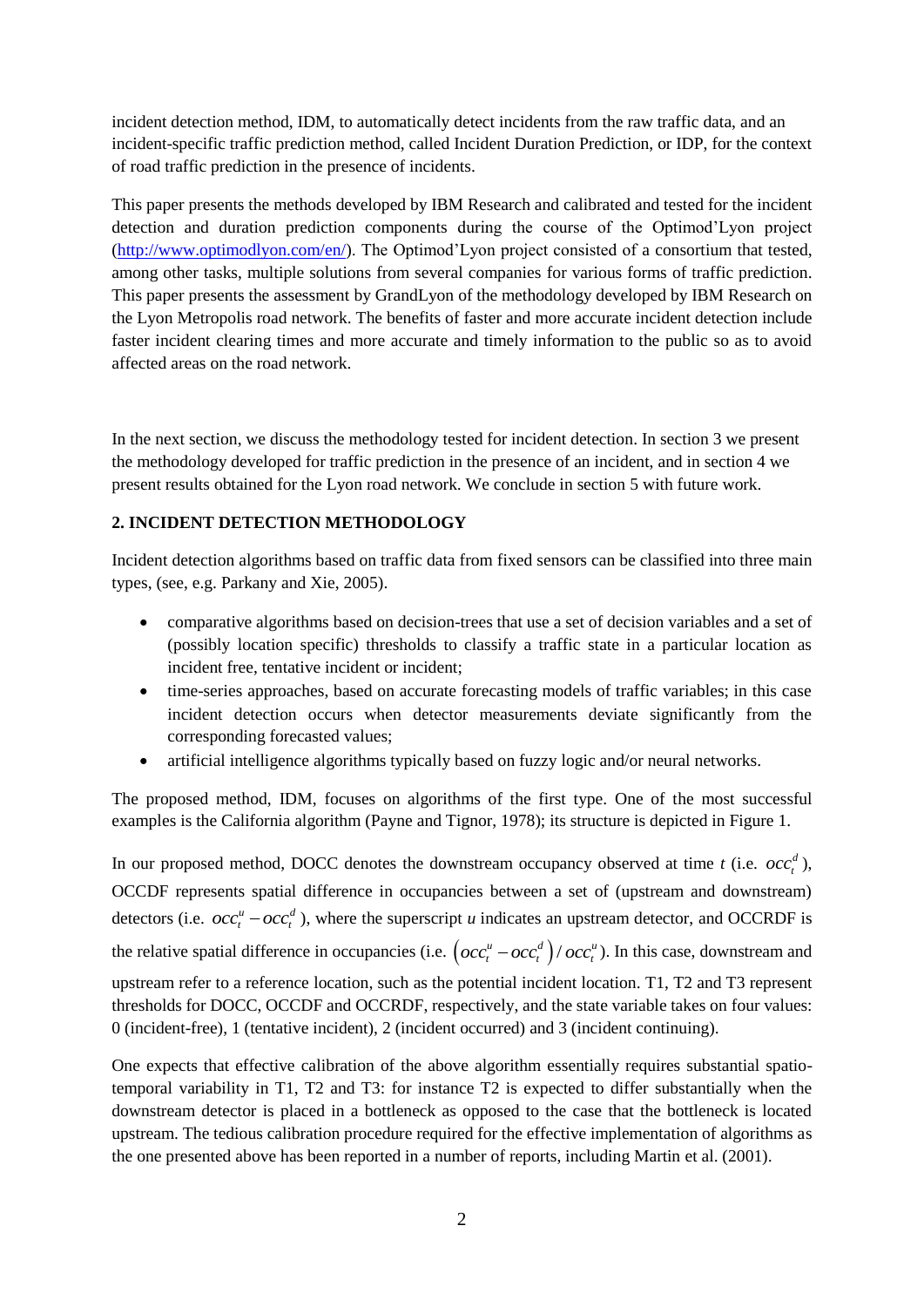incident detection method, IDM, to automatically detect incidents from the raw traffic data, and an incident-specific traffic prediction method, called Incident Duration Prediction, or IDP, for the context of road traffic prediction in the presence of incidents.

This paper presents the methods developed by IBM Research and calibrated and tested for the incident detection and duration prediction components during the course of the Optimod'Lyon project (http://www.optimodlyon.com/en/). The Optimod'Lyon project consisted of a consortium that tested, among other tasks, multiple solutions from several companies for various forms of traffic prediction. This paper presents the assessment by GrandLyon of the methodology developed by IBM Research on the Lyon Metropolis road network. The benefits of faster and more accurate incident detection include faster incident clearing times and more accurate and timely information to the public so as to avoid affected areas on the road network.

In the next section, we discuss the methodology tested for incident detection. In section 3 we present the methodology developed for traffic prediction in the presence of an incident, and in section 4 we present results obtained for the Lyon road network. We conclude in section 5 with future work.

## 2. INCIDENT DETECTION METHODOLOGY

Incident detection algorithms based on traffic data from fixed sensors can be classified into three main types, (see, e.g. Parkany and Xie, 2005).

- comparative algorithms based on decision-trees that use a set of decision variables and a set of (possibly location specific) thresholds to classify a traffic state in a particular location as incident free, tentative incident or incident;
- time-series approaches, based on accurate forecasting models of traffic variables; in this case incident detection occurs when detector measurements deviate significantly from the corresponding forecasted values;
- artificial intelligence algorithms typically based on fuzzy logic and/or neural networks.

The proposed method, IDM, focuses on algorithms of the first type. One of the most successful examples is the California algorithm (Payne and Tignor, 1978); its structure is depicted in Figure 1.

In our proposed method, DOCC denotes the downstream occupancy observed at time *t* (i.e. $occ_t^d$), OCCDF represents spatial difference in occupancies between a set of (upstream and downstream) detectors (i.e. $occ_t^u - occ_t^d$), where the superscript *u* indicates an upstream detector, and OCCRDF is the relative spatial difference in occupancies (i.e. $\left(occ_t^u - occ_t^d\right)/occ_t^u$). In this case, downstream and upstream refer to a reference location, such as the potential incident location. T1, T2 and T3 represent thresholds for DOCC, OCCDF and OCCRDF, respectively, and the state variable takes on four values: 0 (incident-free), 1 (tentative incident), 2 (incident occurred) and 3 (incident continuing).

One expects that effective calibration of the above algorithm essentially requires substantial spatio-temporal variability in T1, T2 and T3: for instance T2 is expected to differ substantially when the downstream detector is placed in a bottleneck as opposed to the case that the bottleneck is located upstream. The tedious calibration procedure required for the effective implementation of algorithms as the one presented above has been reported in a number of reports, including Martin et al. (2001).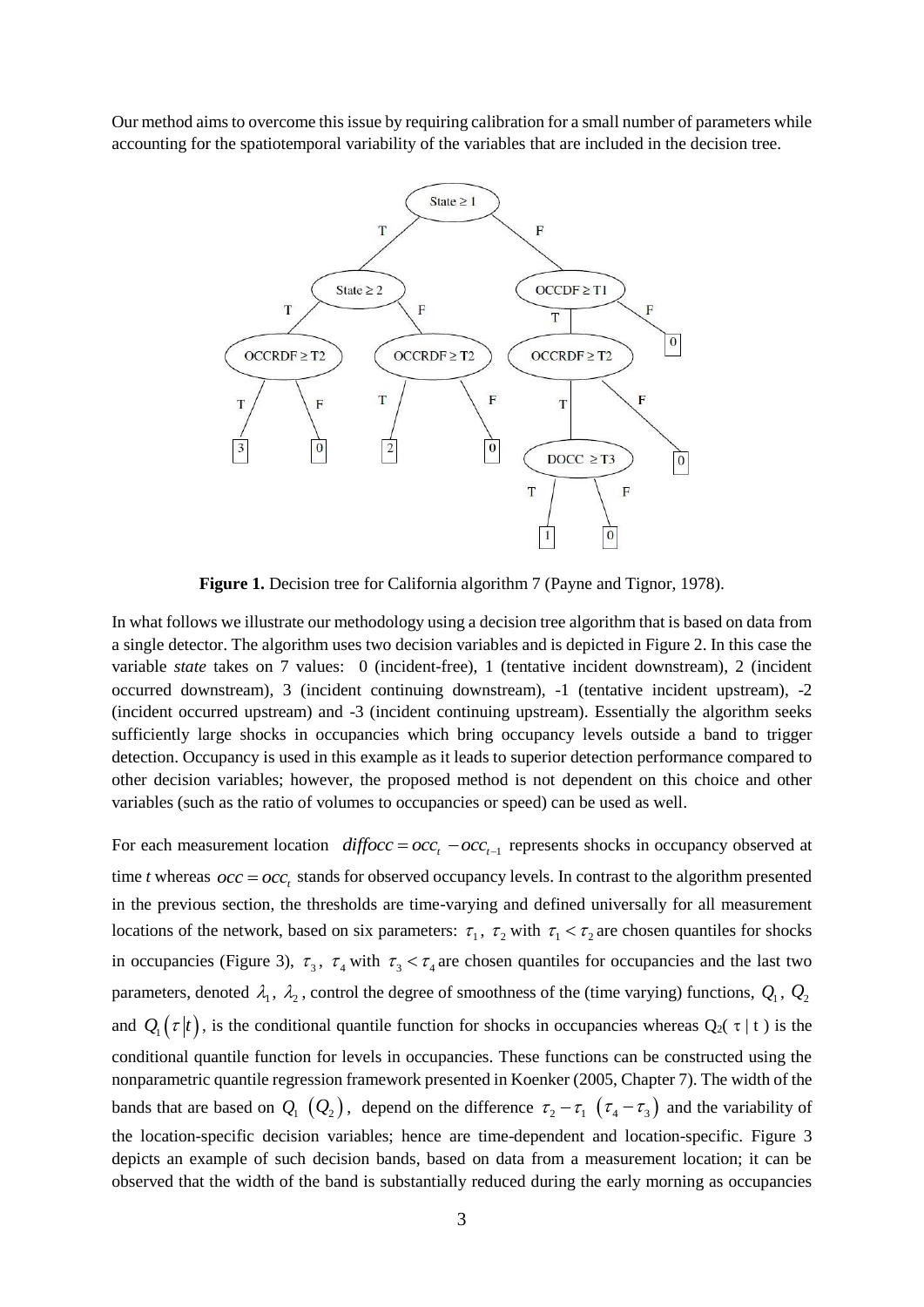Our method aims to overcome this issue by requiring calibration for a small number of parameters while accounting for the spatiotemporal variability of the variables that are included in the decision tree.

**Figure 1.** Decision tree for California algorithm 7 (Payne and Tignor, 1978).

In what follows we illustrate our methodology using a decision tree algorithm that is based on data from a single detector. The algorithm uses two decision variables and is depicted in Figure 2. In this case the variable *state* takes on 7 values: 0 (incident-free), 1 (tentative incident downstream), 2 (incident occurred downstream), 3 (incident continuing downstream), -1 (tentative incident upstream), -2 (incident occurred upstream) and -3 (incident continuing upstream). Essentially the algorithm seeks sufficiently large shocks in occupancies which bring occupancy levels outside a band to trigger detection. Occupancy is used in this example as it leads to superior detection performance compared to other decision variables; however, the proposed method is not dependent on this choice and other variables (such as the ratio of volumes to occupancies or speed) can be used as well.

For each measurement location $diffocc = occ_t - occ_{t-1}$ represents shocks in occupancy observed at time *t* whereas $occ = occ_t$ stands for observed occupancy levels. In contrast to the algorithm presented in the previous section, the thresholds are time-varying and defined universally for all measurement locations of the network, based on six parameters: $\tau_1$, $\tau_2$ with $\tau_1 < \tau_2$ are chosen quantiles for shocks in occupancies (Figure 3), $\tau_3$, $\tau_4$ with $\tau_3 < \tau_4$ are chosen quantiles for occupancies and the last two parameters, denoted $\lambda_1$, $\lambda_2$, control the degree of smoothness of the (time varying) functions, $Q_1$, $Q_2$ and $Q_1(\tau|t)$, is the conditional quantile function for shocks in occupancies whereas $Q_2(\tau \mid t)$ is the conditional quantile function for levels in occupancies. These functions can be constructed using the nonparametric quantile regression framework presented in Koenker (2005, Chapter 7). The width of the bands that are based on $Q_1$ $(Q_2)$, depend on the difference $\tau_2 - \tau_1$ $(\tau_4 - \tau_3)$ and the variability of the location-specific decision variables; hence are time-dependent and location-specific. Figure 3 depicts an example of such decision bands, based on data from a measurement location; it can be observed that the width of the band is substantially reduced during the early morning as occupancies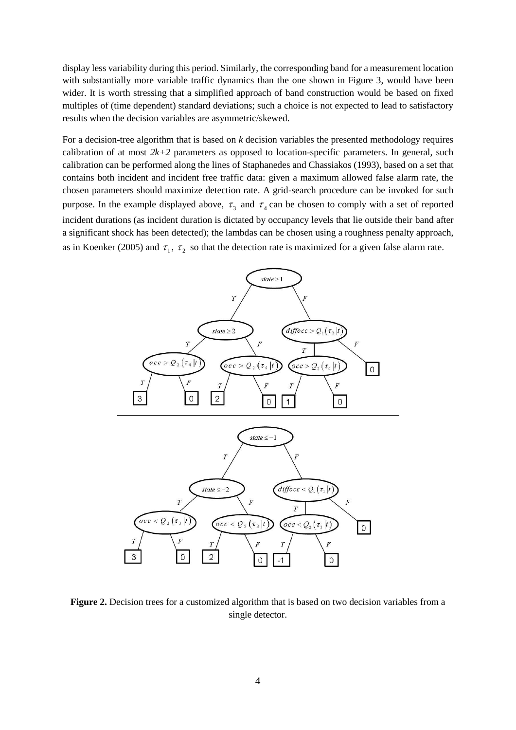display less variability during this period. Similarly, the corresponding band for a measurement location with substantially more variable traffic dynamics than the one shown in Figure 3, would have been wider. It is worth stressing that a simplified approach of band construction would be based on fixed multiples of (time dependent) standard deviations; such a choice is not expected to lead to satisfactory results when the decision variables are asymmetric/skewed.

For a decision-tree algorithm that is based on *k* decision variables the presented methodology requires calibration of at most *2k+2* parameters as opposed to location-specific parameters. In general, such calibration can be performed along the lines of Staphanedes and Chassiakos (1993), based on a set that contains both incident and incident free traffic data: given a maximum allowed false alarm rate, the chosen parameters should maximize detection rate. A grid-search procedure can be invoked for such purpose. In the example displayed above, $\tau_3$ and $\tau_4$ can be chosen to comply with a set of reported incident durations (as incident duration is dictated by occupancy levels that lie outside their band after a significant shock has been detected); the lambdas can be chosen using a roughness penalty approach, as in Koenker (2005) and $\tau_1$, $\tau_2$ so that the detection rate is maximized for a given false alarm rate.

**Figure 2.** Decision trees for a customized algorithm that is based on two decision variables from a single detector.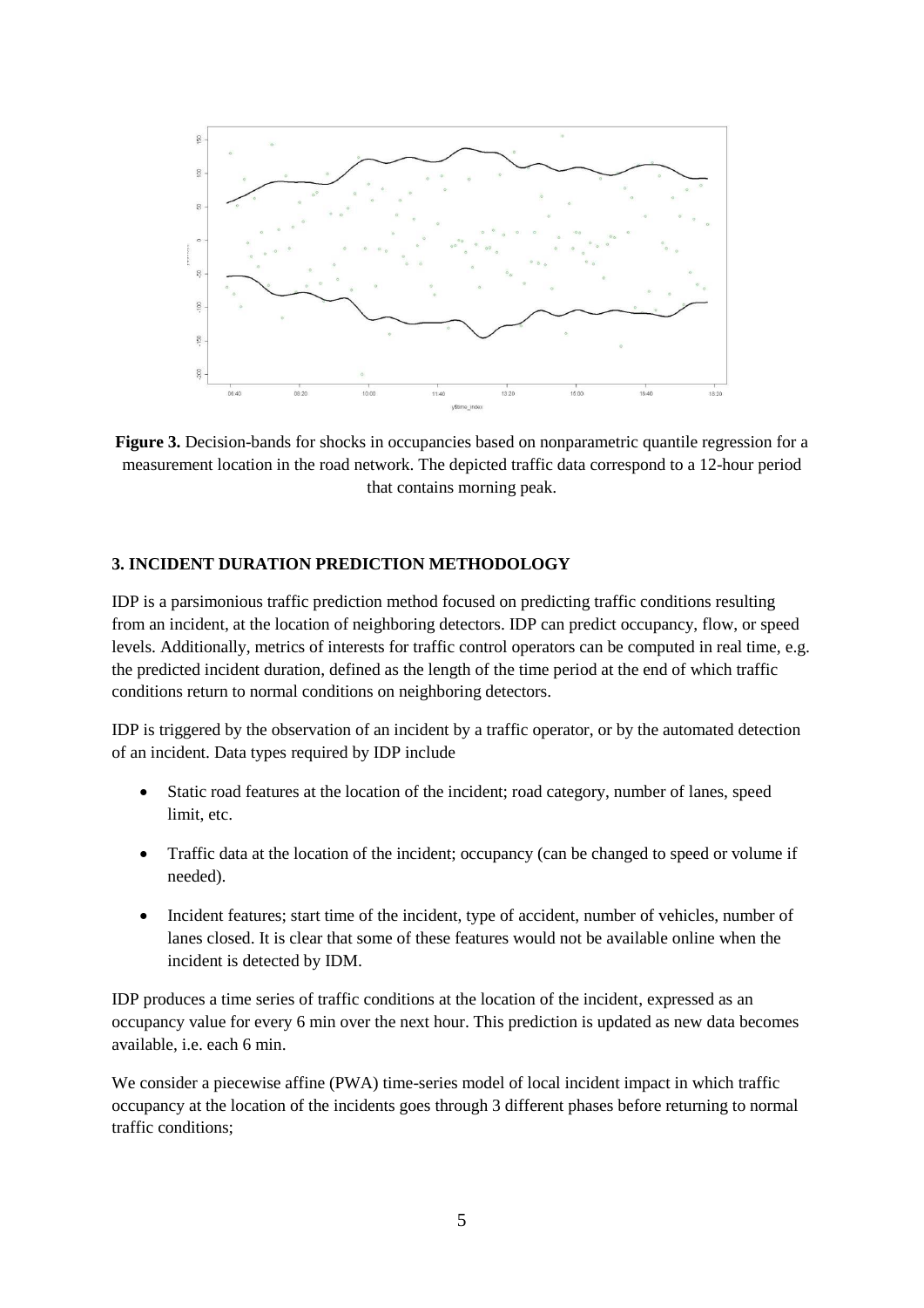**Figure 3.** Decision-bands for shocks in occupancies based on nonparametric quantile regression for a measurement location in the road network. The depicted traffic data correspond to a 12-hour period that contains morning peak.

### 3. INCIDENT DURATION PREDICTION METHODOLOGY

IDP is a parsimonious traffic prediction method focused on predicting traffic conditions resulting from an incident, at the location of neighboring detectors. IDP can predict occupancy, flow, or speed levels. Additionally, metrics of interests for traffic control operators can be computed in real time, e.g. the predicted incident duration, defined as the length of the time period at the end of which traffic conditions return to normal conditions on neighboring detectors.

IDP is triggered by the observation of an incident by a traffic operator, or by the automated detection of an incident. Data types required by IDP include

- Static road features at the location of the incident; road category, number of lanes, speed limit, etc.
- Traffic data at the location of the incident; occupancy (can be changed to speed or volume if needed).
- Incident features; start time of the incident, type of accident, number of vehicles, number of lanes closed. It is clear that some of these features would not be available online when the incident is detected by IDM.

IDP produces a time series of traffic conditions at the location of the incident, expressed as an occupancy value for every 6 min over the next hour. This prediction is updated as new data becomes available, i.e. each 6 min.

We consider a piecewise affine (PWA) time-series model of local incident impact in which traffic occupancy at the location of the incidents goes through 3 different phases before returning to normal traffic conditions;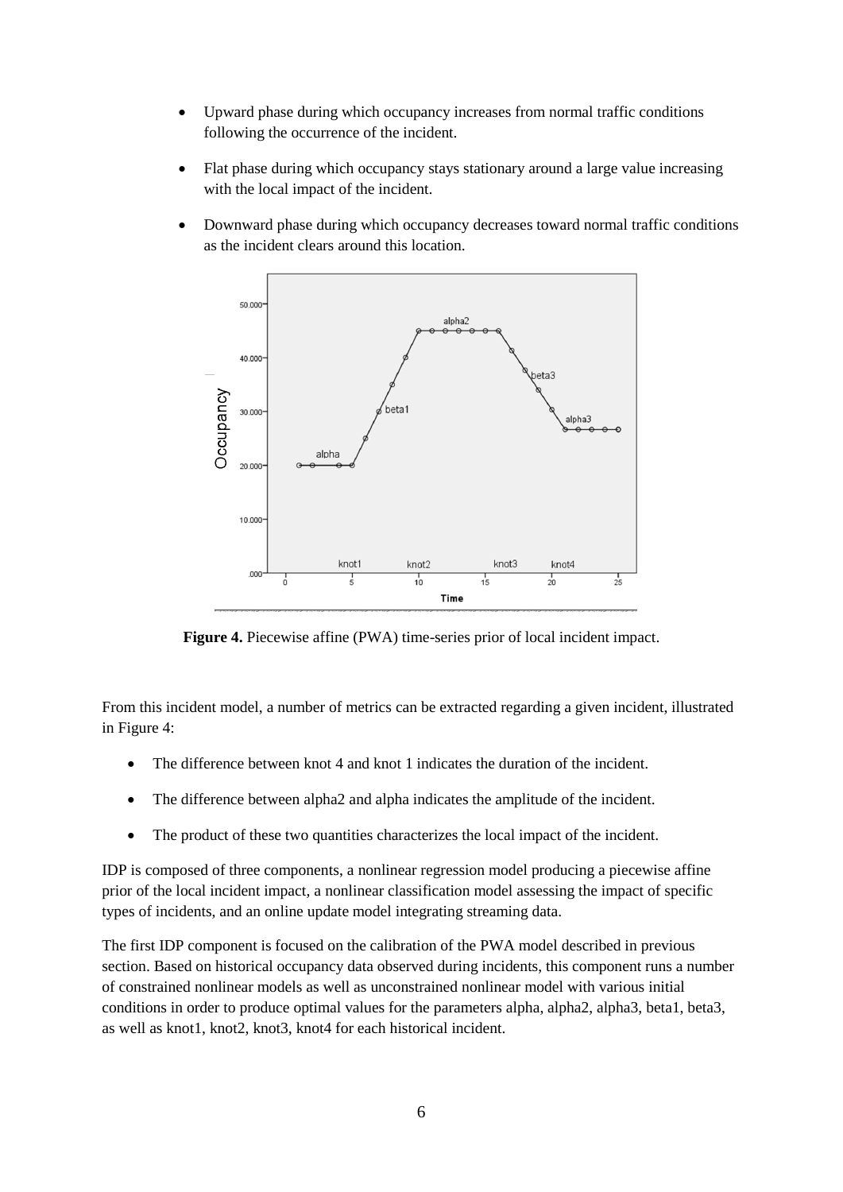- Upward phase during which occupancy increases from normal traffic conditions following the occurrence of the incident.
- Flat phase during which occupancy stays stationary around a large value increasing with the local impact of the incident.
- Downward phase during which occupancy decreases toward normal traffic conditions as the incident clears around this location.

**Figure 4.** Piecewise affine (PWA) time-series prior of local incident impact.

From this incident model, a number of metrics can be extracted regarding a given incident, illustrated in Figure 4:

- The difference between knot 4 and knot 1 indicates the duration of the incident.
- The difference between alpha2 and alpha indicates the amplitude of the incident.
- The product of these two quantities characterizes the local impact of the incident.

IDP is composed of three components, a nonlinear regression model producing a piecewise affine prior of the local incident impact, a nonlinear classification model assessing the impact of specific types of incidents, and an online update model integrating streaming data.

The first IDP component is focused on the calibration of the PWA model described in previous section. Based on historical occupancy data observed during incidents, this component runs a number of constrained nonlinear models as well as unconstrained nonlinear model with various initial conditions in order to produce optimal values for the parameters alpha, alpha2, alpha3, beta1, beta3, as well as knot1, knot2, knot3, knot4 for each historical incident.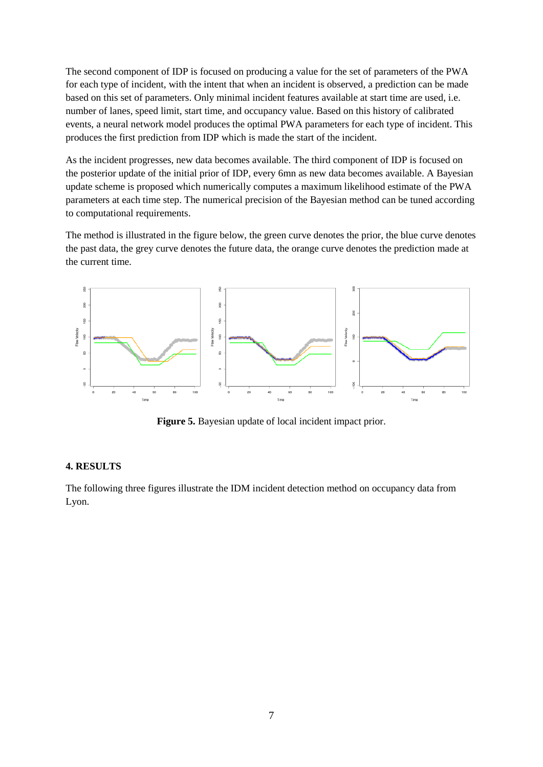The second component of IDP is focused on producing a value for the set of parameters of the PWA for each type of incident, with the intent that when an incident is observed, a prediction can be made based on this set of parameters. Only minimal incident features available at start time are used, i.e. number of lanes, speed limit, start time, and occupancy value. Based on this history of calibrated events, a neural network model produces the optimal PWA parameters for each type of incident. This produces the first prediction from IDP which is made the start of the incident.

As the incident progresses, new data becomes available. The third component of IDP is focused on the posterior update of the initial prior of IDP, every 6mn as new data becomes available. A Bayesian update scheme is proposed which numerically computes a maximum likelihood estimate of the PWA parameters at each time step. The numerical precision of the Bayesian method can be tuned according to computational requirements.

The method is illustrated in the figure below, the green curve denotes the prior, the blue curve denotes the past data, the grey curve denotes the future data, the orange curve denotes the prediction made at the current time.

**Figure 5.** Bayesian update of local incident impact prior.

## 4. RESULTS

The following three figures illustrate the IDM incident detection method on occupancy data from Lyon.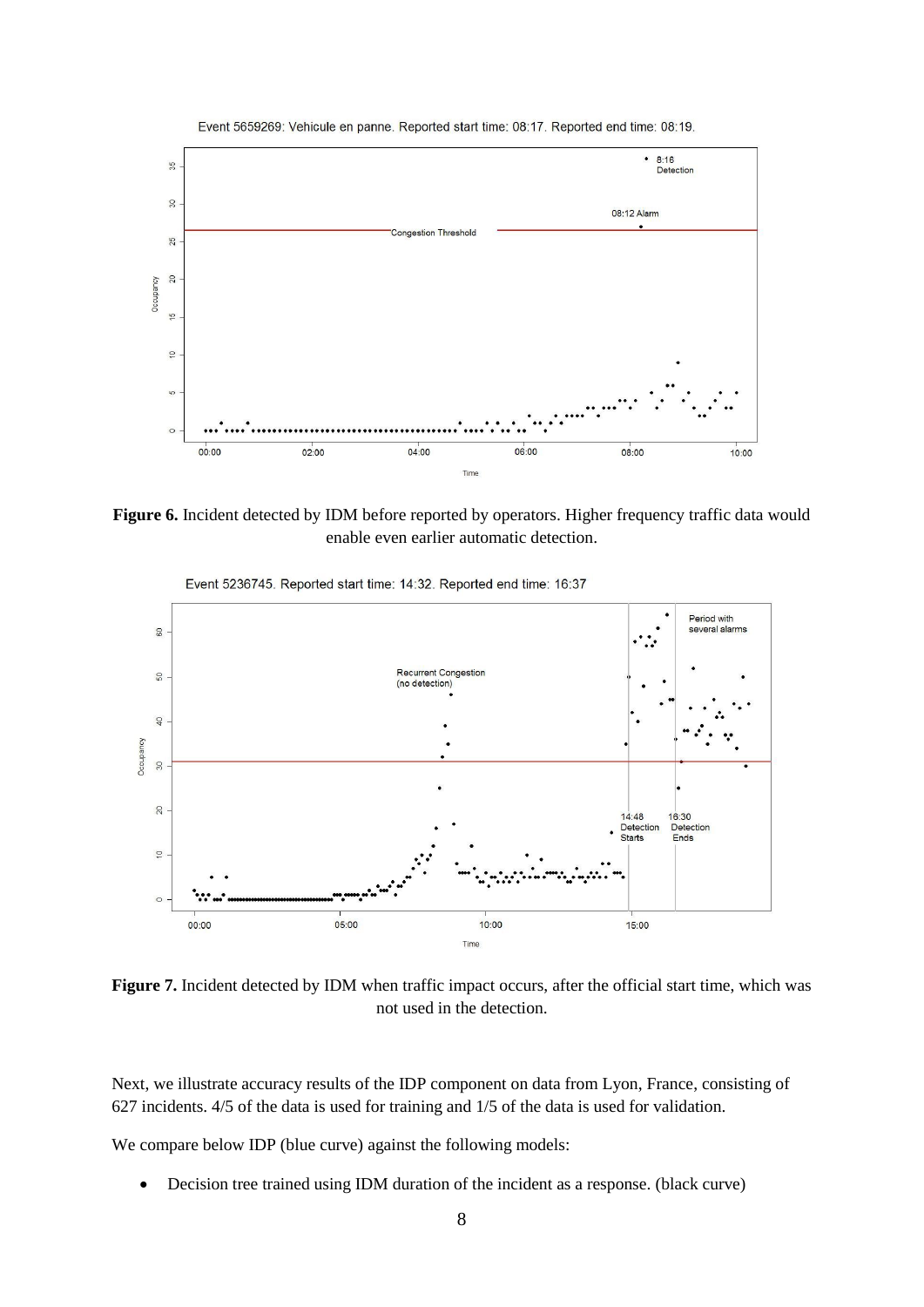**Figure 6.** Incident detected by IDM before reported by operators. Higher frequency traffic data would enable even earlier automatic detection.

**Figure 7.** Incident detected by IDM when traffic impact occurs, after the official start time, which was not used in the detection.

Next, we illustrate accuracy results of the IDP component on data from Lyon, France, consisting of 627 incidents. 4/5 of the data is used for training and 1/5 of the data is used for validation.

We compare below IDP (blue curve) against the following models:

- Decision tree trained using IDM duration of the incident as a response. (black curve)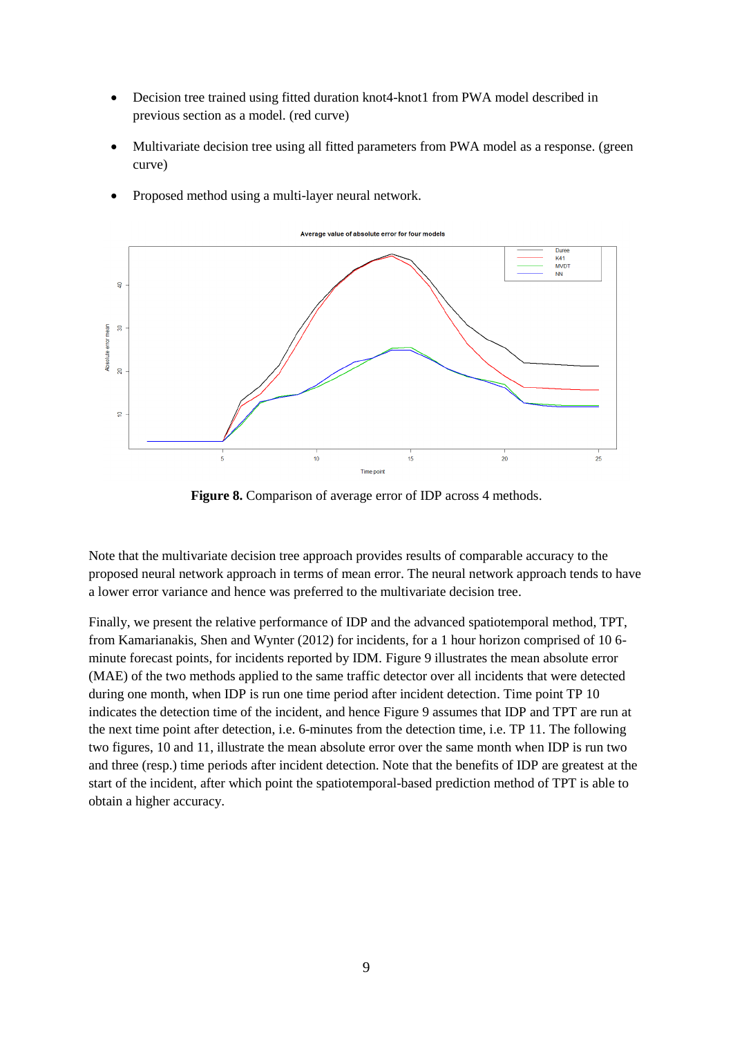- Decision tree trained using fitted duration knot4-knot1 from PWA model described in previous section as a model. (red curve)
- Multivariate decision tree using all fitted parameters from PWA model as a response. (green curve)
- Proposed method using a multi-layer neural network.

**Figure 8.** Comparison of average error of IDP across 4 methods.

Note that the multivariate decision tree approach provides results of comparable accuracy to the proposed neural network approach in terms of mean error. The neural network approach tends to have a lower error variance and hence was preferred to the multivariate decision tree.

Finally, we present the relative performance of IDP and the advanced spatiotemporal method, TPT, from Kamarianakis, Shen and Wynter (2012) for incidents, for a 1 hour horizon comprised of 10 6-minute forecast points, for incidents reported by IDM. Figure 9 illustrates the mean absolute error (MAE) of the two methods applied to the same traffic detector over all incidents that were detected during one month, when IDP is run one time period after incident detection. Time point TP 10 indicates the detection time of the incident, and hence Figure 9 assumes that IDP and TPT are run at the next time point after detection, i.e. 6-minutes from the detection time, i.e. TP 11. The following two figures, 10 and 11, illustrate the mean absolute error over the same month when IDP is run two and three (resp.) time periods after incident detection. Note that the benefits of IDP are greatest at the start of the incident, after which point the spatiotemporal-based prediction method of TPT is able to obtain a higher accuracy.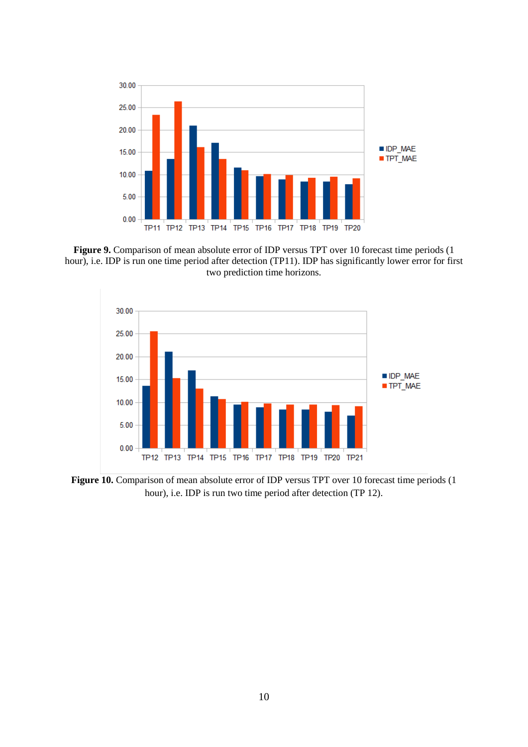**Figure 9.** Comparison of mean absolute error of IDP versus TPT over 10 forecast time periods (1 hour), i.e. IDP is run one time period after detection (TP11). IDP has significantly lower error for first two prediction time horizons.

**Figure 10.** Comparison of mean absolute error of IDP versus TPT over 10 forecast time periods (1 hour), i.e. IDP is run two time period after detection (TP 12).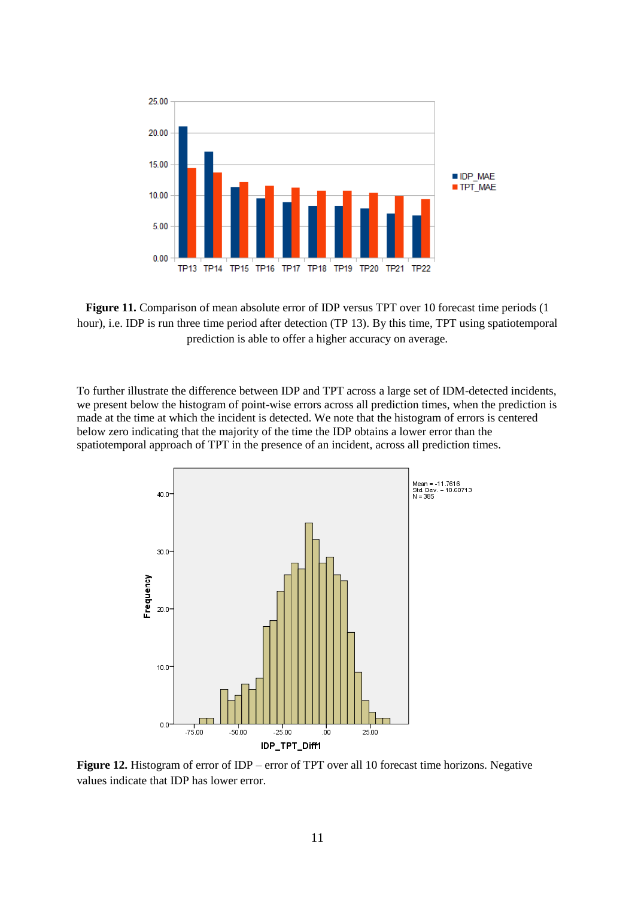**Figure 11.** Comparison of mean absolute error of IDP versus TPT over 10 forecast time periods (1 hour), i.e. IDP is run three time period after detection (TP 13). By this time, TPT using spatiotemporal prediction is able to offer a higher accuracy on average.

To further illustrate the difference between IDP and TPT across a large set of IDM-detected incidents, we present below the histogram of point-wise errors across all prediction times, when the prediction is made at the time at which the incident is detected. We note that the histogram of errors is centered below zero indicating that the majority of the time the IDP obtains a lower error than the spatiotemporal approach of TPT in the presence of an incident, across all prediction times.

**Figure 12.** Histogram of error of IDP – error of TPT over all 10 forecast time horizons. Negative values indicate that IDP has lower error.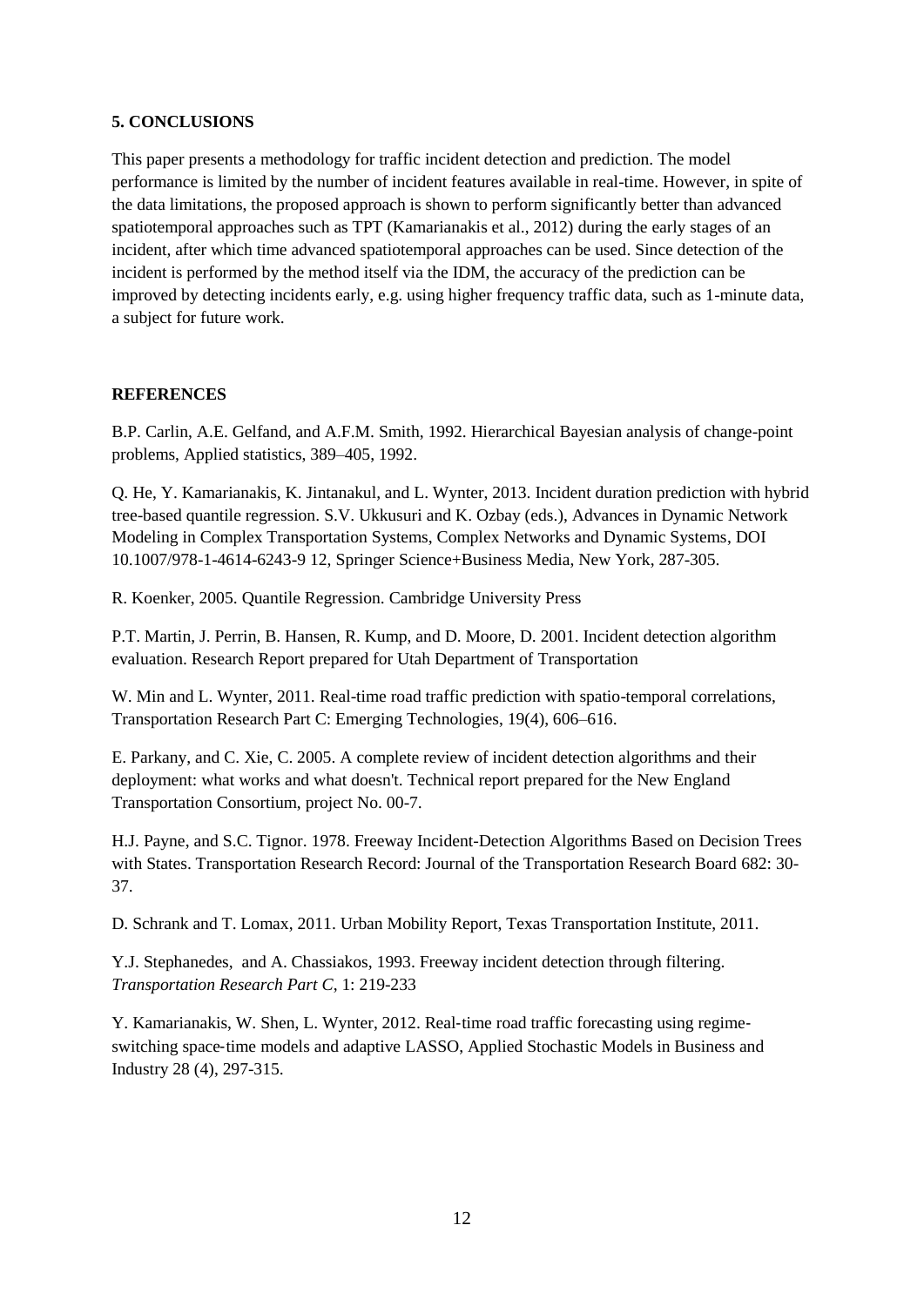## 5. CONCLUSIONS

This paper presents a methodology for traffic incident detection and prediction. The model performance is limited by the number of incident features available in real-time. However, in spite of the data limitations, the proposed approach is shown to perform significantly better than advanced spatiotemporal approaches such as TPT (Kamarianakis et al., 2012) during the early stages of an incident, after which time advanced spatiotemporal approaches can be used. Since detection of the incident is performed by the method itself via the IDM, the accuracy of the prediction can be improved by detecting incidents early, e.g. using higher frequency traffic data, such as 1-minute data, a subject for future work.

## REFERENCES

B.P. Carlin, A.E. Gelfand, and A.F.M. Smith, 1992. Hierarchical Bayesian analysis of change-point problems, Applied statistics, 389–405, 1992.

Q. He, Y. Kamarianakis, K. Jintanakul, and L. Wynter, 2013. Incident duration prediction with hybrid tree-based quantile regression. S.V. Ukkusuri and K. Ozbay (eds.), Advances in Dynamic Network Modeling in Complex Transportation Systems, Complex Networks and Dynamic Systems, DOI 10.1007/978-1-4614-6243-9 12, Springer Science+Business Media, New York, 287-305.

R. Koenker, 2005. Quantile Regression. Cambridge University Press

P.T. Martin, J. Perrin, B. Hansen, R. Kump, and D. Moore, D. 2001. Incident detection algorithm evaluation. Research Report prepared for Utah Department of Transportation

W. Min and L. Wynter, 2011. Real-time road traffic prediction with spatio-temporal correlations, Transportation Research Part C: Emerging Technologies, 19(4), 606–616.

E. Parkany, and C. Xie, C. 2005. A complete review of incident detection algorithms and their deployment: what works and what doesn't. Technical report prepared for the New England Transportation Consortium, project No. 00-7.

H.J. Payne, and S.C. Tignor. 1978. Freeway Incident-Detection Algorithms Based on Decision Trees with States. Transportation Research Record: Journal of the Transportation Research Board 682: 30-37.

D. Schrank and T. Lomax, 2011. Urban Mobility Report, Texas Transportation Institute, 2011.

Y.J. Stephanedes, and A. Chassiakos, 1993. Freeway incident detection through filtering. *Transportation Research Part C*, 1: 219-233

Y. Kamarianakis, W. Shen, L. Wynter, 2012. Real-time road traffic forecasting using regime-switching space-time models and adaptive LASSO, Applied Stochastic Models in Business and Industry 28 (4), 297-315.